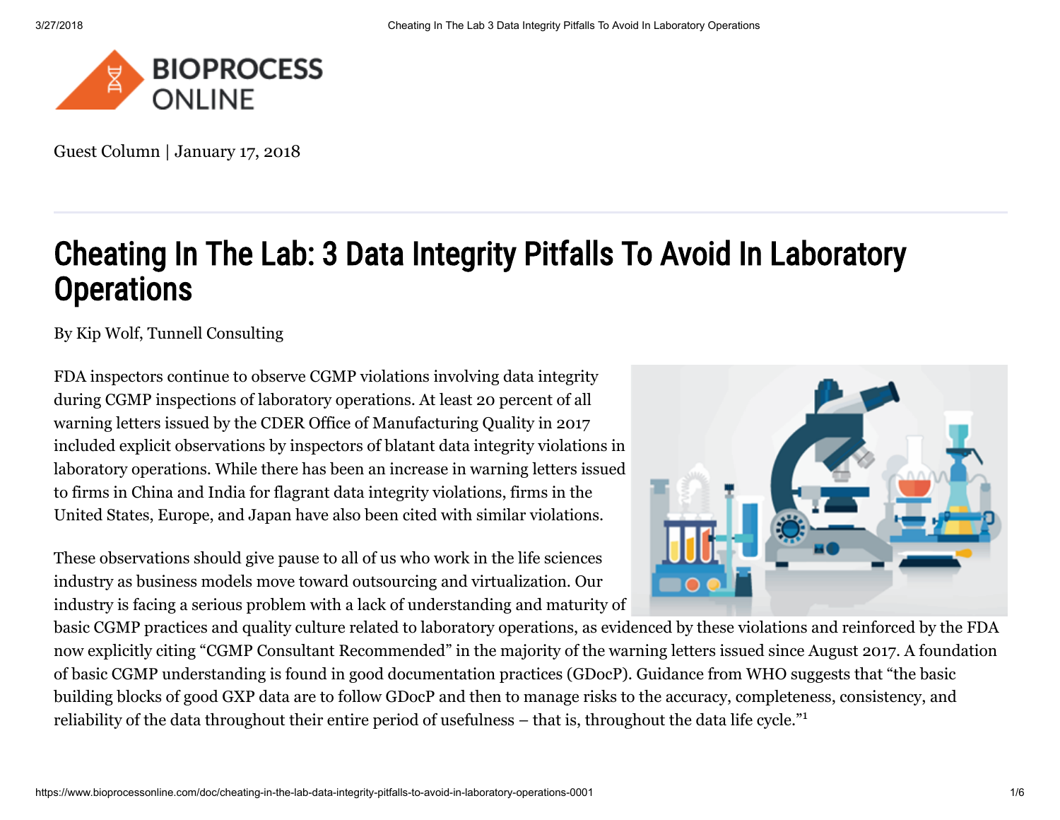BIOPROCESS ONLINE

Guest Column | January 17, 2018

# Cheating In The Lab: 3 Data Integrity Pitfalls To Avoid In Laboratory Operations

By Kip Wolf, Tunnell Consulting

FDA inspectors continue to observe CGMP violations involving data integrity during CGMP inspections of laboratory operations. At least 20 percent of all warning letters issued by the CDER Office of Manufacturing Quality in 2017 included explicit observations by inspectors of blatant data integrity violations in laboratory operations. While there has been an increase in warning letters issued to firms in China and India for flagrant data integrity violations, firms in the United States, Europe, and Japan have also been cited with similar violations.

These observations should give pause to all of us who work in the life sciences industry as business models move toward outsourcing and virtualization. Our industry is facing a serious problem with a lack of understanding and maturity of basic CGMP practices and quality culture related to laboratory operations, as evidenced by these violations and reinforced by the FDA now explicitly citing "CGMP Consultant Recommended" in the majority of the warning letters issued since August 2017. A foundation of basic CGMP understanding is found in good documentation practices (GDocP). Guidance from WHO suggests that "the basic building blocks of good GXP data are to follow GDocP and then to manage risks to the accuracy, completeness, consistency, and reliability of the data throughout their entire period of usefulness – that is, throughout the data life cycle."[1]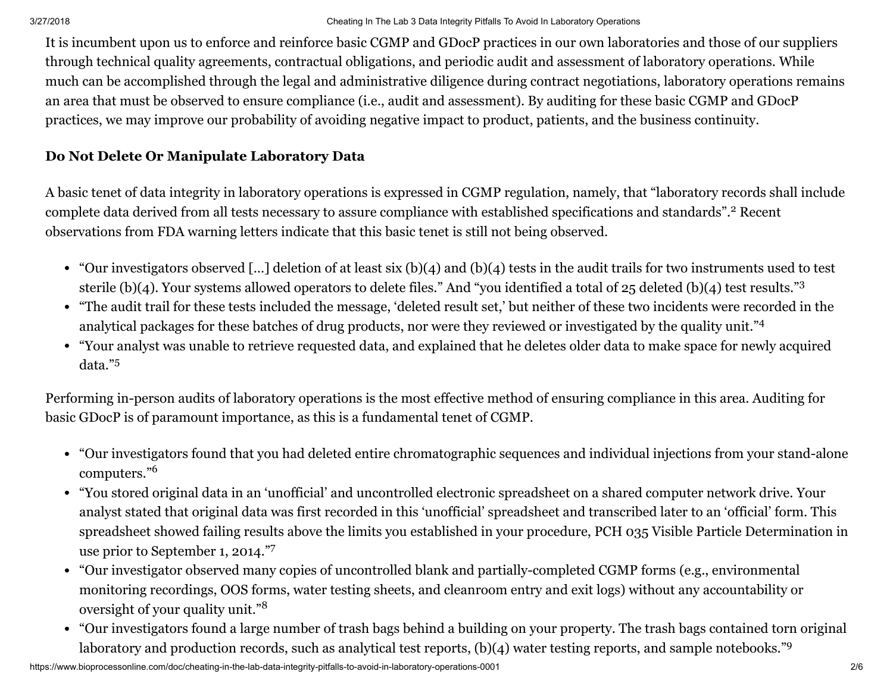It is incumbent upon us to enforce and reinforce basic CGMP and GDocP practices in our own laboratories and those of our suppliers through technical quality agreements, contractual obligations, and periodic audit and assessment of laboratory operations. While much can be accomplished through the legal and administrative diligence during contract negotiations, laboratory operations remains an area that must be observed to ensure compliance (i.e., audit and assessment). By auditing for these basic CGMP and GDocP practices, we may improve our probability of avoiding negative impact to product, patients, and the business continuity.

**Do Not Delete Or Manipulate Laboratory Data**

A basic tenet of data integrity in laboratory operations is expressed in CGMP regulation, namely, that "laboratory records shall include complete data derived from all tests necessary to assure compliance with established specifications and standards".[2] Recent observations from FDA warning letters indicate that this basic tenet is still not being observed.

- "Our investigators observed [...] deletion of at least six (b)(4) and (b)(4) tests in the audit trails for two instruments used to test sterile (b)(4). Your systems allowed operators to delete files." And "you identified a total of 25 deleted (b)(4) test results."[3]
- "The audit trail for these tests included the message, 'deleted result set,' but neither of these two incidents were recorded in the analytical packages for these batches of drug products, nor were they reviewed or investigated by the quality unit."[4]
- "Your analyst was unable to retrieve requested data, and explained that he deletes older data to make space for newly acquired data."[5]

Performing in-person audits of laboratory operations is the most effective method of ensuring compliance in this area. Auditing for basic GDocP is of paramount importance, as this is a fundamental tenet of CGMP.

- "Our investigators found that you had deleted entire chromatographic sequences and individual injections from your stand-alone computers."[6]
- "You stored original data in an 'unofficial' and uncontrolled electronic spreadsheet on a shared computer network drive. Your analyst stated that original data was first recorded in this 'unofficial' spreadsheet and transcribed later to an 'official' form. This spreadsheet showed failing results above the limits you established in your procedure, PCH 035 Visible Particle Determination in use prior to September 1, 2014."[7]
- "Our investigator observed many copies of uncontrolled blank and partially-completed CGMP forms (e.g., environmental monitoring recordings, OOS forms, water testing sheets, and cleanroom entry and exit logs) without any accountability or oversight of your quality unit."[8]
- "Our investigators found a large number of trash bags behind a building on your property. The trash bags contained torn original laboratory and production records, such as analytical test reports, (b)(4) water testing reports, and sample notebooks."[9]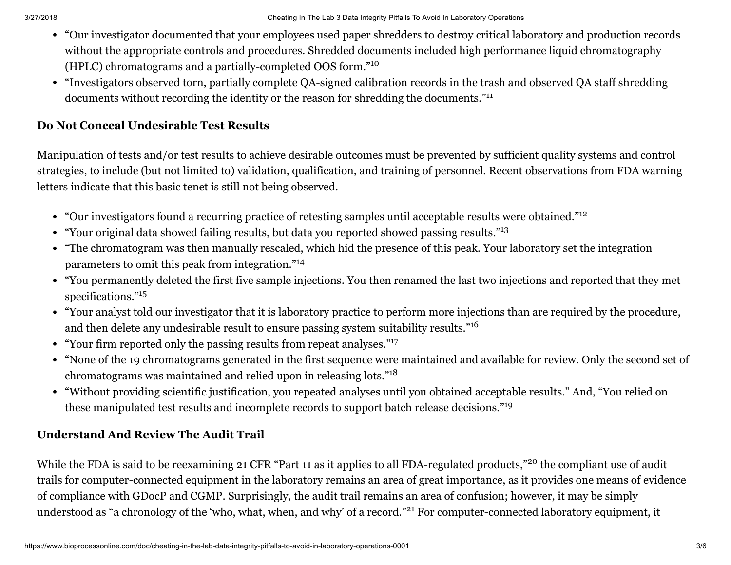- "Our investigator documented that your employees used paper shredders to destroy critical laboratory and production records without the appropriate controls and procedures. Shredded documents included high performance liquid chromatography (HPLC) chromatograms and a partially-completed OOS form."[10]
- "Investigators observed torn, partially complete QA-signed calibration records in the trash and observed QA staff shredding documents without recording the identity or the reason for shredding the documents."[11]

**Do Not Conceal Undesirable Test Results**

Manipulation of tests and/or test results to achieve desirable outcomes must be prevented by sufficient quality systems and control strategies, to include (but not limited to) validation, qualification, and training of personnel. Recent observations from FDA warning letters indicate that this basic tenet is still not being observed.

- "Our investigators found a recurring practice of retesting samples until acceptable results were obtained."[12]
- "Your original data showed failing results, but data you reported showed passing results."[13]
- "The chromatogram was then manually rescaled, which hid the presence of this peak. Your laboratory set the integration parameters to omit this peak from integration."[14]
- "You permanently deleted the first five sample injections. You then renamed the last two injections and reported that they met specifications."[15]
- "Your analyst told our investigator that it is laboratory practice to perform more injections than are required by the procedure, and then delete any undesirable result to ensure passing system suitability results."[16]
- "Your firm reported only the passing results from repeat analyses."[17]
- "None of the 19 chromatograms generated in the first sequence were maintained and available for review. Only the second set of chromatograms was maintained and relied upon in releasing lots."[18]
- "Without providing scientific justification, you repeated analyses until you obtained acceptable results." And, "You relied on these manipulated test results and incomplete records to support batch release decisions."[19]

**Understand And Review The Audit Trail**

While the FDA is said to be reexamining 21 CFR "Part 11 as it applies to all FDA-regulated products,"[20] the compliant use of audit trails for computer-connected equipment in the laboratory remains an area of great importance, as it provides one means of evidence of compliance with GDocP and CGMP. Surprisingly, the audit trail remains an area of confusion; however, it may be simply understood as "a chronology of the 'who, what, when, and why' of a record."[21] For computer-connected laboratory equipment, it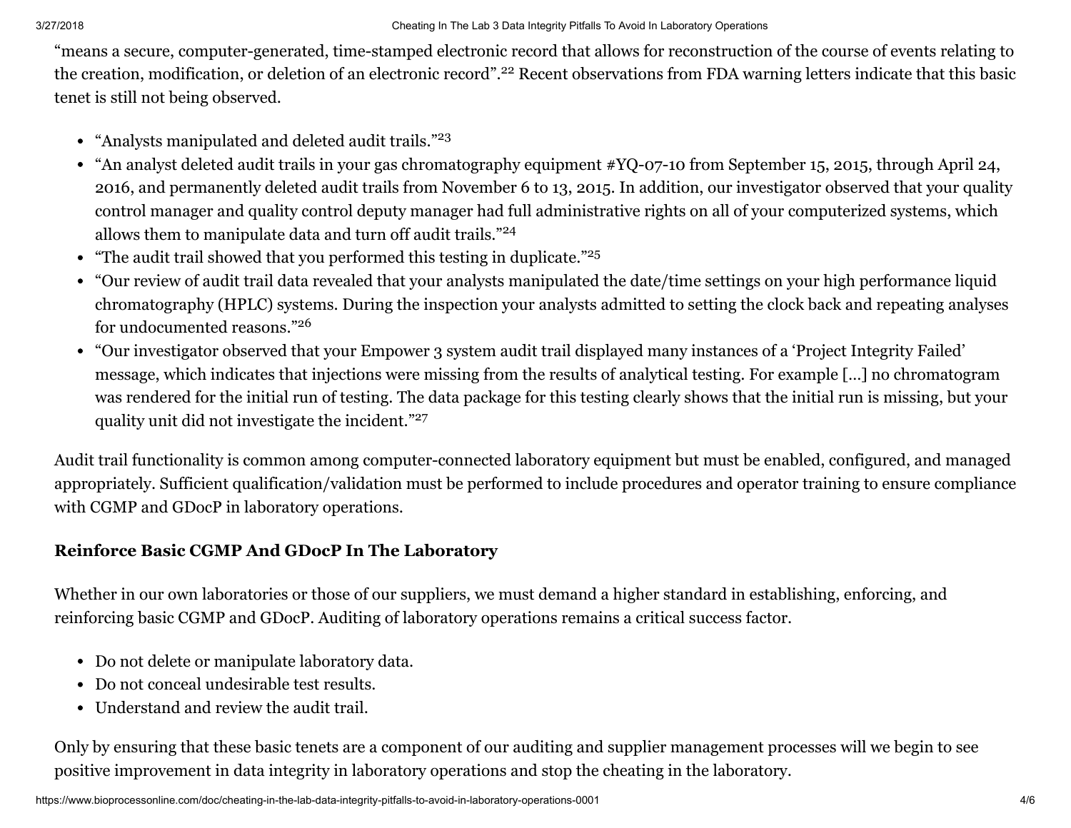"means a secure, computer-generated, time-stamped electronic record that allows for reconstruction of the course of events relating to the creation, modification, or deletion of an electronic record".[22] Recent observations from FDA warning letters indicate that this basic tenet is still not being observed.

- "Analysts manipulated and deleted audit trails."[23]
- "An analyst deleted audit trails in your gas chromatography equipment #YQ-07-10 from September 15, 2015, through April 24, 2016, and permanently deleted audit trails from November 6 to 13, 2015. In addition, our investigator observed that your quality control manager and quality control deputy manager had full administrative rights on all of your computerized systems, which allows them to manipulate data and turn off audit trails."[24]
- "The audit trail showed that you performed this testing in duplicate."[25]
- "Our review of audit trail data revealed that your analysts manipulated the date/time settings on your high performance liquid chromatography (HPLC) systems. During the inspection your analysts admitted to setting the clock back and repeating analyses for undocumented reasons."[26]
- "Our investigator observed that your Empower 3 system audit trail displayed many instances of a 'Project Integrity Failed' message, which indicates that injections were missing from the results of analytical testing. For example [...] no chromatogram was rendered for the initial run of testing. The data package for this testing clearly shows that the initial run is missing, but your quality unit did not investigate the incident."[27]

Audit trail functionality is common among computer-connected laboratory equipment but must be enabled, configured, and managed appropriately. Sufficient qualification/validation must be performed to include procedures and operator training to ensure compliance with CGMP and GDocP in laboratory operations.

### Reinforce Basic CGMP And GDocP In The Laboratory

Whether in our own laboratories or those of our suppliers, we must demand a higher standard in establishing, enforcing, and reinforcing basic CGMP and GDocP. Auditing of laboratory operations remains a critical success factor.

- Do not delete or manipulate laboratory data.
- Do not conceal undesirable test results.
- Understand and review the audit trail.

Only by ensuring that these basic tenets are a component of our auditing and supplier management processes will we begin to see positive improvement in data integrity in laboratory operations and stop the cheating in the laboratory.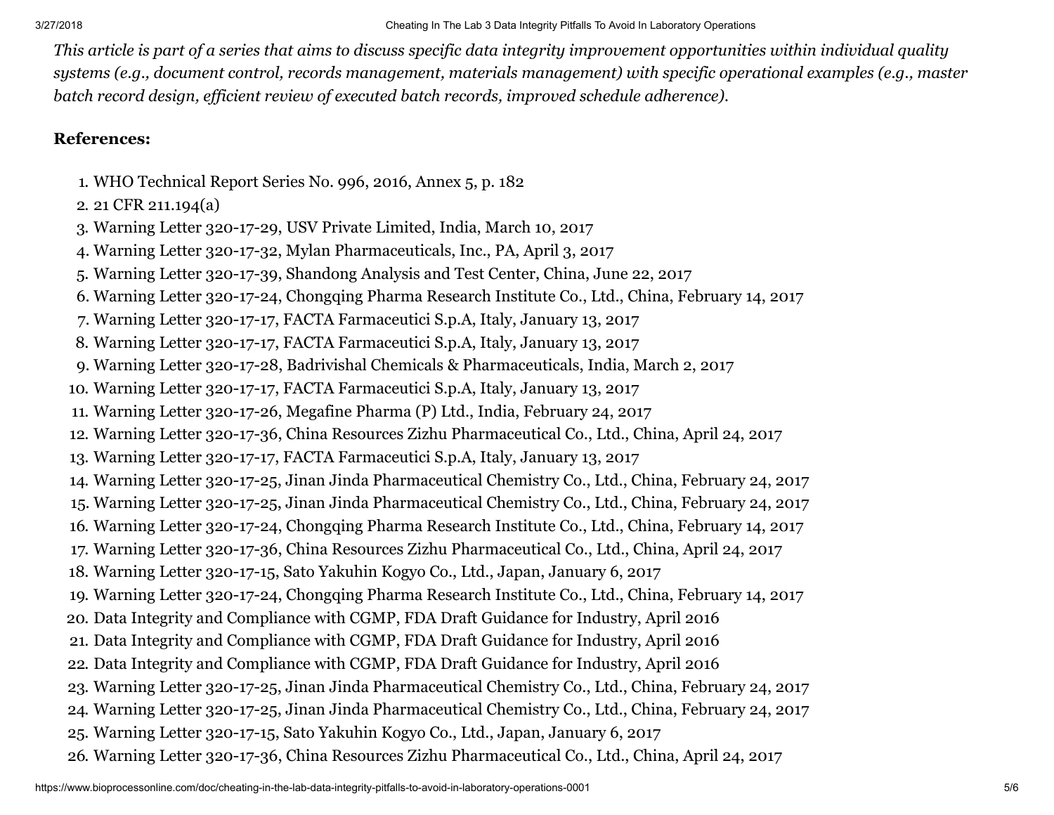*This article is part of a series that aims to discuss specific data integrity improvement opportunities within individual quality systems (e.g., document control, records management, materials management) with specific operational examples (e.g., master batch record design, efficient review of executed batch records, improved schedule adherence).*

**References:**

1. WHO Technical Report Series No. 996, 2016, Annex 5, p. 182
2. 21 CFR 211.194(a)
3. Warning Letter 320-17-29, USV Private Limited, India, March 10, 2017
4. Warning Letter 320-17-32, Mylan Pharmaceuticals, Inc., PA, April 3, 2017
5. Warning Letter 320-17-39, Shandong Analysis and Test Center, China, June 22, 2017
6. Warning Letter 320-17-24, Chongqing Pharma Research Institute Co., Ltd., China, February 14, 2017
7. Warning Letter 320-17-17, FACTA Farmaceutici S.p.A, Italy, January 13, 2017
8. Warning Letter 320-17-17, FACTA Farmaceutici S.p.A, Italy, January 13, 2017
9. Warning Letter 320-17-28, Badrivishal Chemicals & Pharmaceuticals, India, March 2, 2017
10. Warning Letter 320-17-17, FACTA Farmaceutici S.p.A, Italy, January 13, 2017
11. Warning Letter 320-17-26, Megafine Pharma (P) Ltd., India, February 24, 2017
12. Warning Letter 320-17-36, China Resources Zizhu Pharmaceutical Co., Ltd., China, April 24, 2017
13. Warning Letter 320-17-17, FACTA Farmaceutici S.p.A, Italy, January 13, 2017
14. Warning Letter 320-17-25, Jinan Jinda Pharmaceutical Chemistry Co., Ltd., China, February 24, 2017
15. Warning Letter 320-17-25, Jinan Jinda Pharmaceutical Chemistry Co., Ltd., China, February 24, 2017
16. Warning Letter 320-17-24, Chongqing Pharma Research Institute Co., Ltd., China, February 14, 2017
17. Warning Letter 320-17-36, China Resources Zizhu Pharmaceutical Co., Ltd., China, April 24, 2017
18. Warning Letter 320-17-15, Sato Yakuhin Kogyo Co., Ltd., Japan, January 6, 2017
19. Warning Letter 320-17-24, Chongqing Pharma Research Institute Co., Ltd., China, February 14, 2017
20. Data Integrity and Compliance with CGMP, FDA Draft Guidance for Industry, April 2016
21. Data Integrity and Compliance with CGMP, FDA Draft Guidance for Industry, April 2016
22. Data Integrity and Compliance with CGMP, FDA Draft Guidance for Industry, April 2016
23. Warning Letter 320-17-25, Jinan Jinda Pharmaceutical Chemistry Co., Ltd., China, February 24, 2017
24. Warning Letter 320-17-25, Jinan Jinda Pharmaceutical Chemistry Co., Ltd., China, February 24, 2017
25. Warning Letter 320-17-15, Sato Yakuhin Kogyo Co., Ltd., Japan, January 6, 2017
26. Warning Letter 320-17-36, China Resources Zizhu Pharmaceutical Co., Ltd., China, April 24, 2017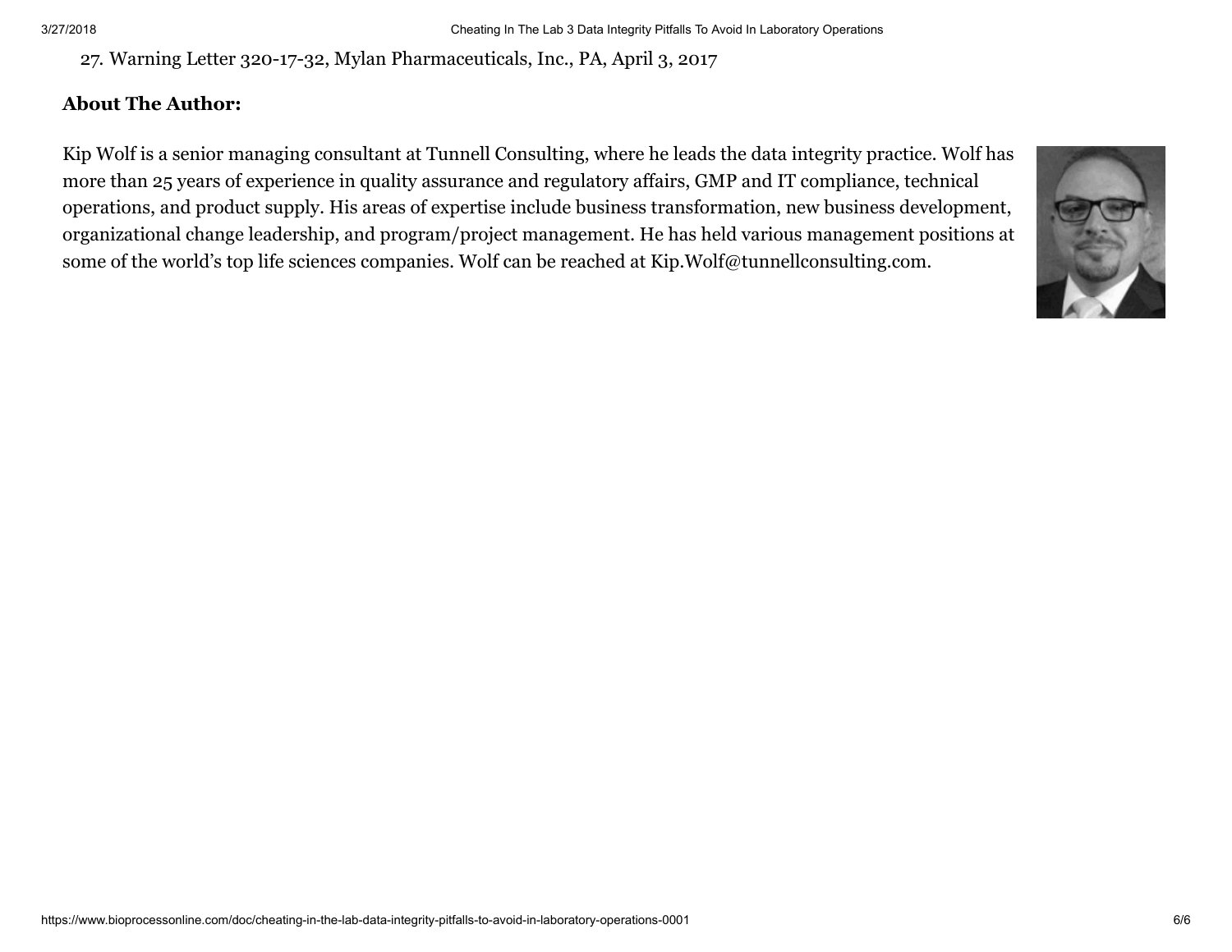27. Warning Letter 320-17-32, Mylan Pharmaceuticals, Inc., PA, April 3, 2017

**About The Author:**

Kip Wolf is a senior managing consultant at Tunnell Consulting, where he leads the data integrity practice. Wolf has more than 25 years of experience in quality assurance and regulatory affairs, GMP and IT compliance, technical operations, and product supply. His areas of expertise include business transformation, new business development, organizational change leadership, and program/project management. He has held various management positions at some of the world's top life sciences companies. Wolf can be reached at Kip.Wolf@tunnellconsulting.com.